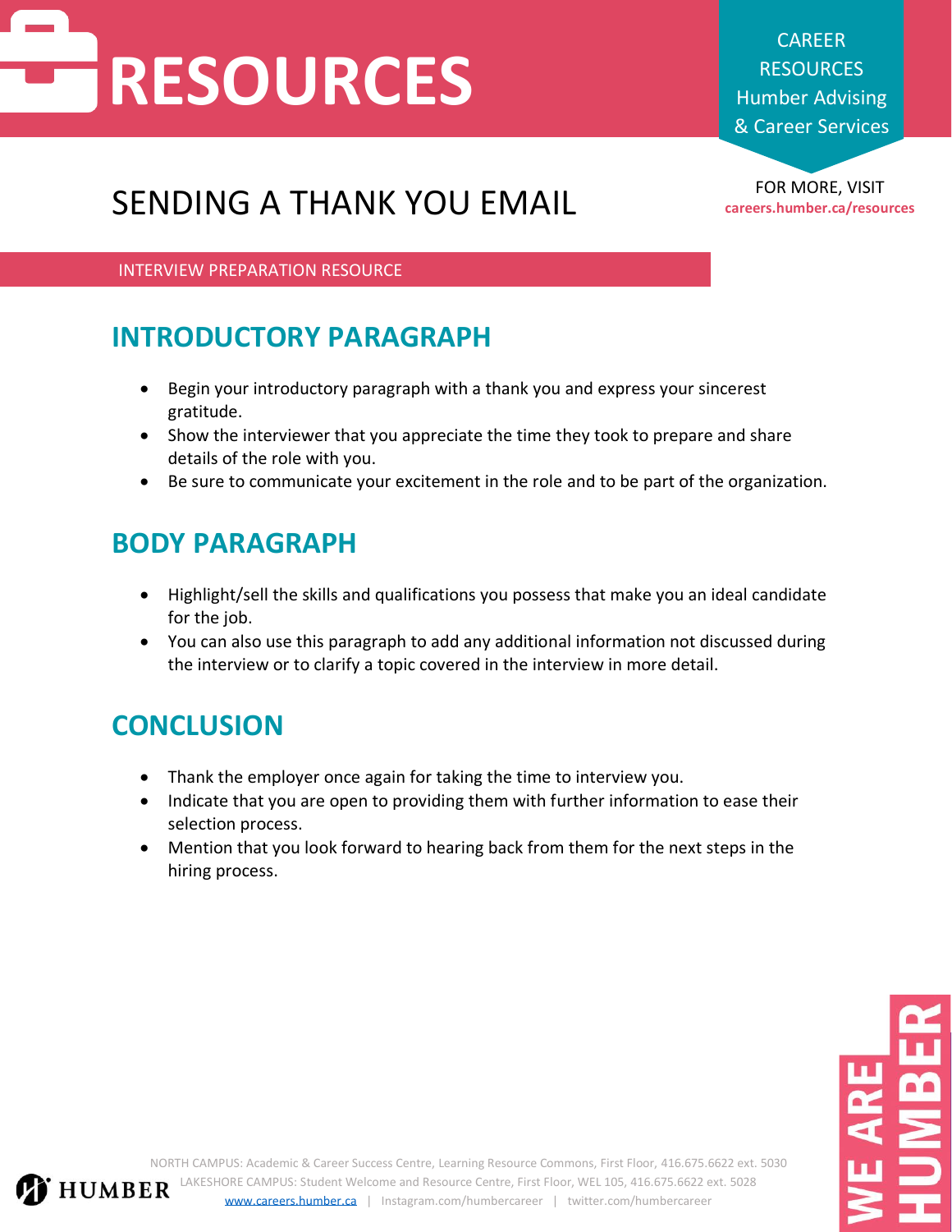# RESOURCES

CAREER RESOURCES
Humber Advising & Career Services

FOR MORE, VISIT
**careers.humber.ca/resources**

# SENDING A THANK YOU EMAIL

INTERVIEW PREPARATION RESOURCE

## INTRODUCTORY PARAGRAPH

- Begin your introductory paragraph with a thank you and express your sincerest gratitude.
- Show the interviewer that you appreciate the time they took to prepare and share details of the role with you.
- Be sure to communicate your excitement in the role and to be part of the organization.

## BODY PARAGRAPH

- Highlight/sell the skills and qualifications you possess that make you an ideal candidate for the job.
- You can also use this paragraph to add any additional information not discussed during the interview or to clarify a topic covered in the interview in more detail.

## CONCLUSION

- Thank the employer once again for taking the time to interview you.
- Indicate that you are open to providing them with further information to ease their selection process.
- Mention that you look forward to hearing back from them for the next steps in the hiring process.

NORTH CAMPUS: Academic & Career Success Centre, Learning Resource Commons, First Floor, 416.675.6622 ext. 5030
LAKESHORE CAMPUS: Student Welcome and Resource Centre, First Floor, WEL 105, 416.675.6622 ext. 5028
www.careers.humber.ca | Instagram.com/humbercareer | twitter.com/humbercareer

HUMBER

WE ARE HUMBER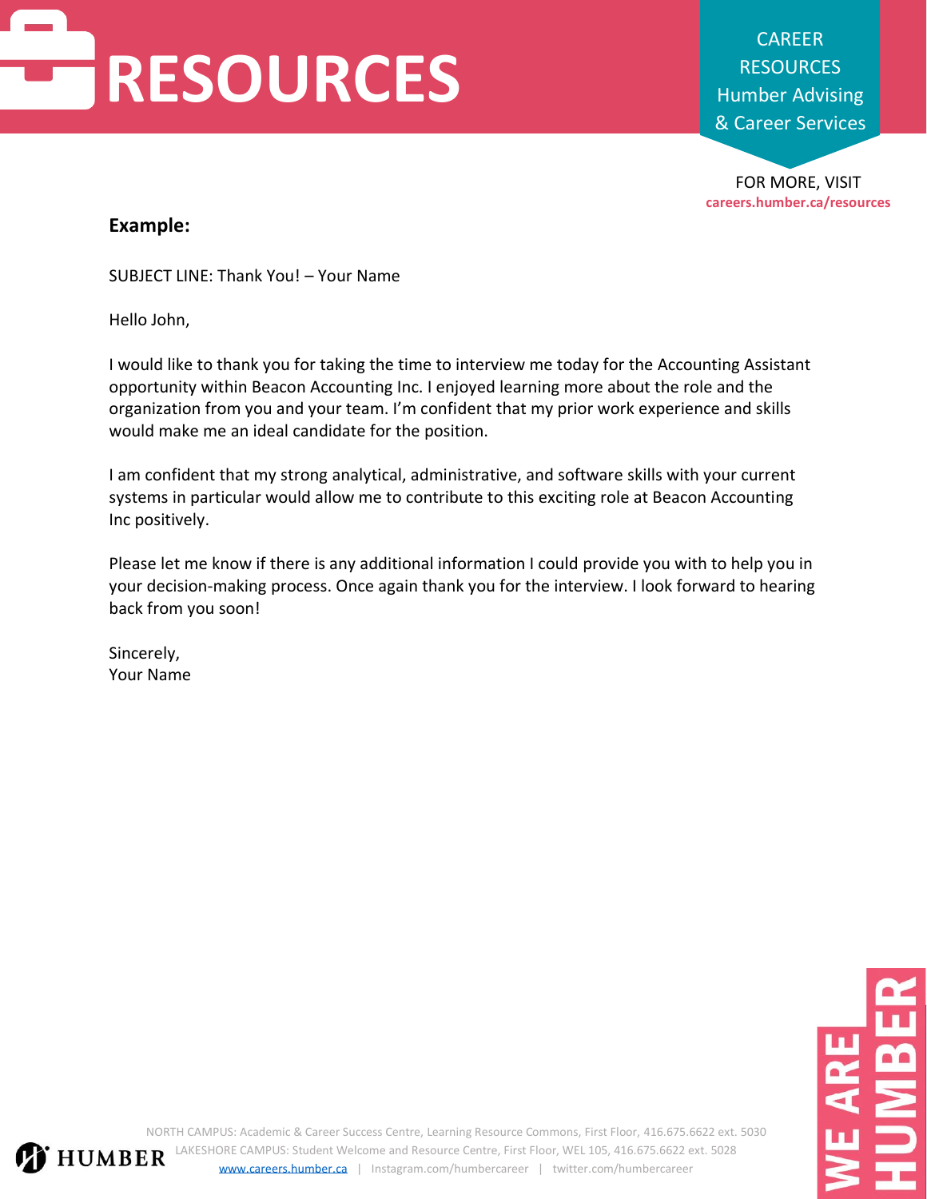**Example:**

SUBJECT LINE: Thank You! – Your Name

Hello John,

I would like to thank you for taking the time to interview me today for the Accounting Assistant opportunity within Beacon Accounting Inc. I enjoyed learning more about the role and the organization from you and your team. I'm confident that my prior work experience and skills would make me an ideal candidate for the position.

I am confident that my strong analytical, administrative, and software skills with your current systems in particular would allow me to contribute to this exciting role at Beacon Accounting Inc positively.

Please let me know if there is any additional information I could provide you with to help you in your decision-making process. Once again thank you for the interview. I look forward to hearing back from you soon!

Sincerely,
Your Name